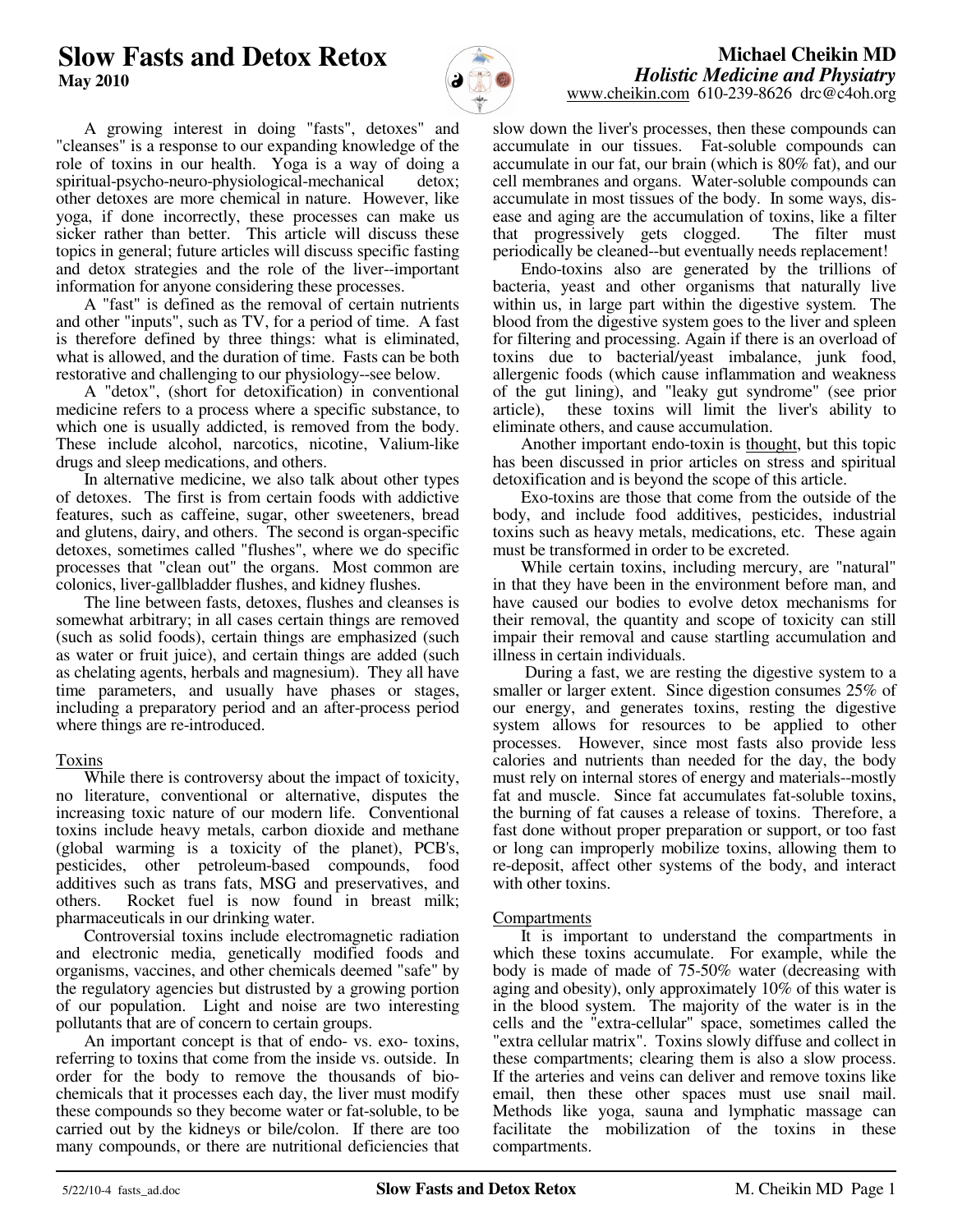# Slow Fasts and Detox Retox

**May 2010**

**Michael Cheikin MD**
***Holistic Medicine and Physiatry***
www.cheikin.com 610-239-8626 drc@c4oh.org

A growing interest in doing "fasts", detoxes" and "cleanses" is a response to our expanding knowledge of the role of toxins in our health. Yoga is a way of doing a spiritual-psycho-neuro-physiological-mechanical detox; other detoxes are more chemical in nature. However, like yoga, if done incorrectly, these processes can make us sicker rather than better. This article will discuss these topics in general; future articles will discuss specific fasting and detox strategies and the role of the liver--important information for anyone considering these processes.

A "fast" is defined as the removal of certain nutrients and other "inputs", such as TV, for a period of time. A fast is therefore defined by three things: what is eliminated, what is allowed, and the duration of time. Fasts can be both restorative and challenging to our physiology--see below.

A "detox", (short for detoxification) in conventional medicine refers to a process where a specific substance, to which one is usually addicted, is removed from the body. These include alcohol, narcotics, nicotine, Valium-like drugs and sleep medications, and others.

In alternative medicine, we also talk about other types of detoxes. The first is from certain foods with addictive features, such as caffeine, sugar, other sweeteners, bread and glutens, dairy, and others. The second is organ-specific detoxes, sometimes called "flushes", where we do specific processes that "clean out" the organs. Most common are colonics, liver-gallbladder flushes, and kidney flushes.

The line between fasts, detoxes, flushes and cleanses is somewhat arbitrary; in all cases certain things are removed (such as solid foods), certain things are emphasized (such as water or fruit juice), and certain things are added (such as chelating agents, herbals and magnesium). They all have time parameters, and usually have phases or stages, including a preparatory period and an after-process period where things are re-introduced.

## Toxins

While there is controversy about the impact of toxicity, no literature, conventional or alternative, disputes the increasing toxic nature of our modern life. Conventional toxins include heavy metals, carbon dioxide and methane (global warming is a toxicity of the planet), PCB's, pesticides, other petroleum-based compounds, food additives such as trans fats, MSG and preservatives, and others. Rocket fuel is now found in breast milk; pharmaceuticals in our drinking water.

Controversial toxins include electromagnetic radiation and electronic media, genetically modified foods and organisms, vaccines, and other chemicals deemed "safe" by the regulatory agencies but distrusted by a growing portion of our population. Light and noise are two interesting pollutants that are of concern to certain groups.

An important concept is that of endo- vs. exo- toxins, referring to toxins that come from the inside vs. outside. In order for the body to remove the thousands of bio-chemicals that it processes each day, the liver must modify these compounds so they become water or fat-soluble, to be carried out by the kidneys or bile/colon. If there are too many compounds, or there are nutritional deficiencies that slow down the liver's processes, then these compounds can accumulate in our tissues. Fat-soluble compounds can accumulate in our fat, our brain (which is 80% fat), and our cell membranes and organs. Water-soluble compounds can accumulate in most tissues of the body. In some ways, disease and aging are the accumulation of toxins, like a filter that progressively gets clogged. The filter must periodically be cleaned--but eventually needs replacement!

Endo-toxins also are generated by the trillions of bacteria, yeast and other organisms that naturally live within us, in large part within the digestive system. The blood from the digestive system goes to the liver and spleen for filtering and processing. Again if there is an overload of toxins due to bacterial/yeast imbalance, junk food, allergenic foods (which cause inflammation and weakness of the gut lining), and "leaky gut syndrome" (see prior article), these toxins will limit the liver's ability to eliminate others, and cause accumulation.

Another important endo-toxin is thought, but this topic has been discussed in prior articles on stress and spiritual detoxification and is beyond the scope of this article.

Exo-toxins are those that come from the outside of the body, and include food additives, pesticides, industrial toxins such as heavy metals, medications, etc. These again must be transformed in order to be excreted.

While certain toxins, including mercury, are "natural" in that they have been in the environment before man, and have caused our bodies to evolve detox mechanisms for their removal, the quantity and scope of toxicity can still impair their removal and cause startling accumulation and illness in certain individuals.

During a fast, we are resting the digestive system to a smaller or larger extent. Since digestion consumes 25% of our energy, and generates toxins, resting the digestive system allows for resources to be applied to other processes. However, since most fasts also provide less calories and nutrients than needed for the day, the body must rely on internal stores of energy and materials--mostly fat and muscle. Since fat accumulates fat-soluble toxins, the burning of fat causes a release of toxins. Therefore, a fast done without proper preparation or support, or too fast or long can improperly mobilize toxins, allowing them to re-deposit, affect other systems of the body, and interact with other toxins.

## Compartments

It is important to understand the compartments in which these toxins accumulate. For example, while the body is made of made of 75-50% water (decreasing with aging and obesity), only approximately 10% of this water is in the blood system. The majority of the water is in the cells and the "extra-cellular" space, sometimes called the "extra cellular matrix". Toxins slowly diffuse and collect in these compartments; clearing them is also a slow process. If the arteries and veins can deliver and remove toxins like email, then these other spaces must use snail mail. Methods like yoga, sauna and lymphatic massage can facilitate the mobilization of the toxins in these compartments.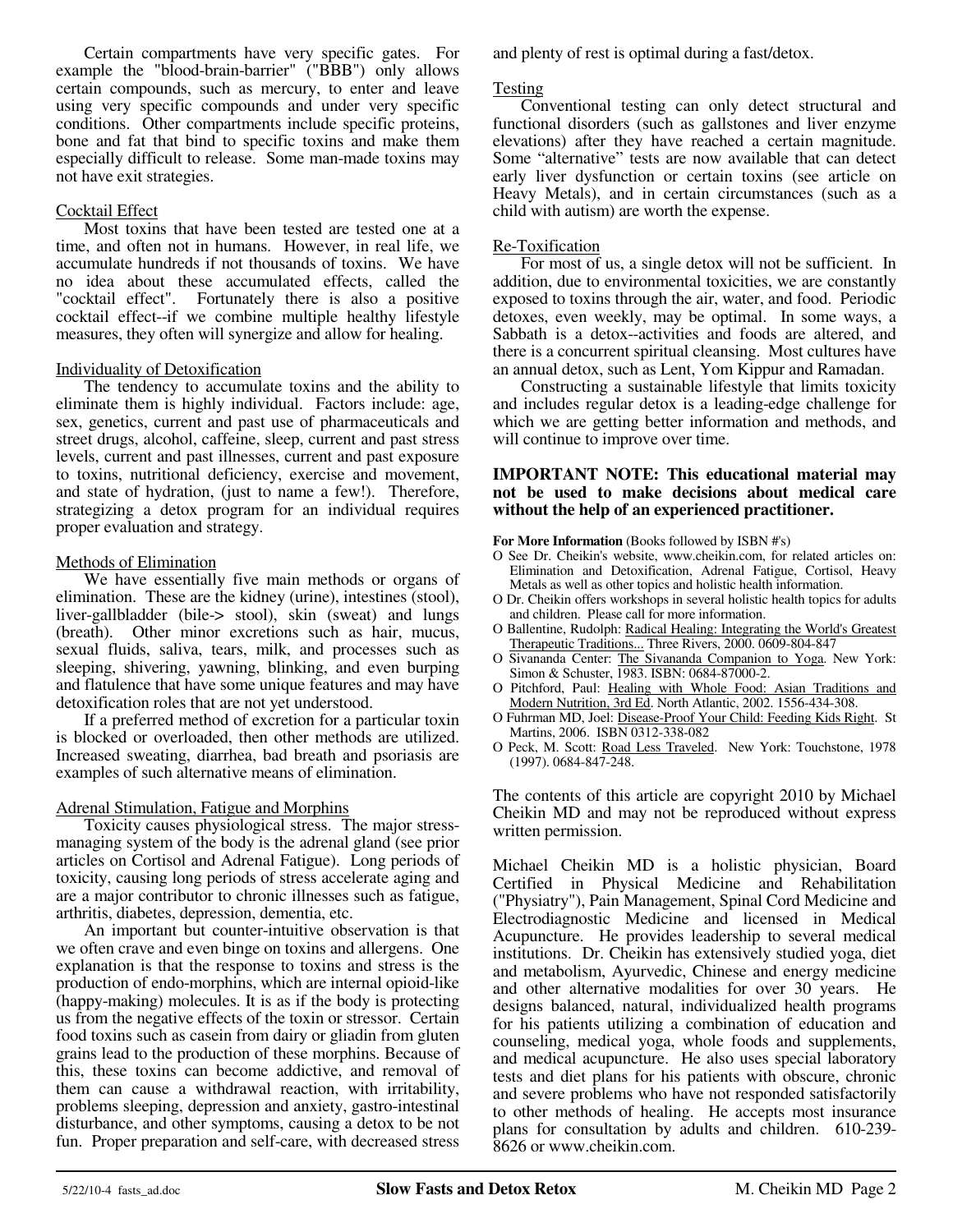Certain compartments have very specific gates. For example the "blood-brain-barrier" ("BBB") only allows certain compounds, such as mercury, to enter and leave using very specific compounds and under very specific conditions. Other compartments include specific proteins, bone and fat that bind to specific toxins and make them especially difficult to release. Some man-made toxins may not have exit strategies.

### Cocktail Effect

Most toxins that have been tested are tested one at a time, and often not in humans. However, in real life, we accumulate hundreds if not thousands of toxins. We have no idea about these accumulated effects, called the "cocktail effect". Fortunately there is also a positive cocktail effect--if we combine multiple healthy lifestyle measures, they often will synergize and allow for healing.

### Individuality of Detoxification

The tendency to accumulate toxins and the ability to eliminate them is highly individual. Factors include: age, sex, genetics, current and past use of pharmaceuticals and street drugs, alcohol, caffeine, sleep, current and past stress levels, current and past illnesses, current and past exposure to toxins, nutritional deficiency, exercise and movement, and state of hydration, (just to name a few!). Therefore, strategizing a detox program for an individual requires proper evaluation and strategy.

### Methods of Elimination

We have essentially five main methods or organs of elimination. These are the kidney (urine), intestines (stool), liver-gallbladder (bile-> stool), skin (sweat) and lungs (breath). Other minor excretions such as hair, mucus, sexual fluids, saliva, tears, milk, and processes such as sleeping, shivering, yawning, blinking, and even burping and flatulence that have some unique features and may have detoxification roles that are not yet understood.

If a preferred method of excretion for a particular toxin is blocked or overloaded, then other methods are utilized. Increased sweating, diarrhea, bad breath and psoriasis are examples of such alternative means of elimination.

### Adrenal Stimulation, Fatigue and Morphins

Toxicity causes physiological stress. The major stress-managing system of the body is the adrenal gland (see prior articles on Cortisol and Adrenal Fatigue). Long periods of toxicity, causing long periods of stress accelerate aging and are a major contributor to chronic illnesses such as fatigue, arthritis, diabetes, depression, dementia, etc.

An important but counter-intuitive observation is that we often crave and even binge on toxins and allergens. One explanation is that the response to toxins and stress is the production of endo-morphins, which are internal opioid-like (happy-making) molecules. It is as if the body is protecting us from the negative effects of the toxin or stressor. Certain food toxins such as casein from dairy or gliadin from gluten grains lead to the production of these morphins. Because of this, these toxins can become addictive, and removal of them can cause a withdrawal reaction, with irritability, problems sleeping, depression and anxiety, gastro-intestinal disturbance, and other symptoms, causing a detox to be not fun. Proper preparation and self-care, with decreased stress and plenty of rest is optimal during a fast/detox.

### Testing

Conventional testing can only detect structural and functional disorders (such as gallstones and liver enzyme elevations) after they have reached a certain magnitude. Some "alternative" tests are now available that can detect early liver dysfunction or certain toxins (see article on Heavy Metals), and in certain circumstances (such as a child with autism) are worth the expense.

### Re-Toxification

For most of us, a single detox will not be sufficient. In addition, due to environmental toxicities, we are constantly exposed to toxins through the air, water, and food. Periodic detoxes, even weekly, may be optimal. In some ways, a Sabbath is a detox--activities and foods are altered, and there is a concurrent spiritual cleansing. Most cultures have an annual detox, such as Lent, Yom Kippur and Ramadan.

Constructing a sustainable lifestyle that limits toxicity and includes regular detox is a leading-edge challenge for which we are getting better information and methods, and will continue to improve over time.

**IMPORTANT NOTE: This educational material may not be used to make decisions about medical care without the help of an experienced practitioner.**

**For More Information** (Books followed by ISBN #'s)

- See Dr. Cheikin's website, www.cheikin.com, for related articles on: Elimination and Detoxification, Adrenal Fatigue, Cortisol, Heavy Metals as well as other topics and holistic health information.
- Dr. Cheikin offers workshops in several holistic health topics for adults and children. Please call for more information.
- Ballentine, Rudolph: Radical Healing: Integrating the World's Greatest Therapeutic Traditions... Three Rivers, 2000. 0609-804-847
- Sivananda Center: The Sivananda Companion to Yoga. New York: Simon & Schuster, 1983. ISBN: 0684-87000-2.
- Pitchford, Paul: Healing with Whole Food: Asian Traditions and Modern Nutrition, 3rd Ed. North Atlantic, 2002. 1556-434-308.
- Fuhrman MD, Joel: Disease-Proof Your Child: Feeding Kids Right. St Martins, 2006. ISBN 0312-338-082
- Peck, M. Scott: Road Less Traveled. New York: Touchstone, 1978 (1997). 0684-847-248.

The contents of this article are copyright 2010 by Michael Cheikin MD and may not be reproduced without express written permission.

Michael Cheikin MD is a holistic physician, Board Certified in Physical Medicine and Rehabilitation ("Physiatry"), Pain Management, Spinal Cord Medicine and Electrodiagnostic Medicine and licensed in Medical Acupuncture. He provides leadership to several medical institutions. Dr. Cheikin has extensively studied yoga, diet and metabolism, Ayurvedic, Chinese and energy medicine and other alternative modalities for over 30 years. He designs balanced, natural, individualized health programs for his patients utilizing a combination of education and counseling, medical yoga, whole foods and supplements, and medical acupuncture. He also uses special laboratory tests and diet plans for his patients with obscure, chronic and severe problems who have not responded satisfactorily to other methods of healing. He accepts most insurance plans for consultation by adults and children. 610-239-8626 or www.cheikin.com.